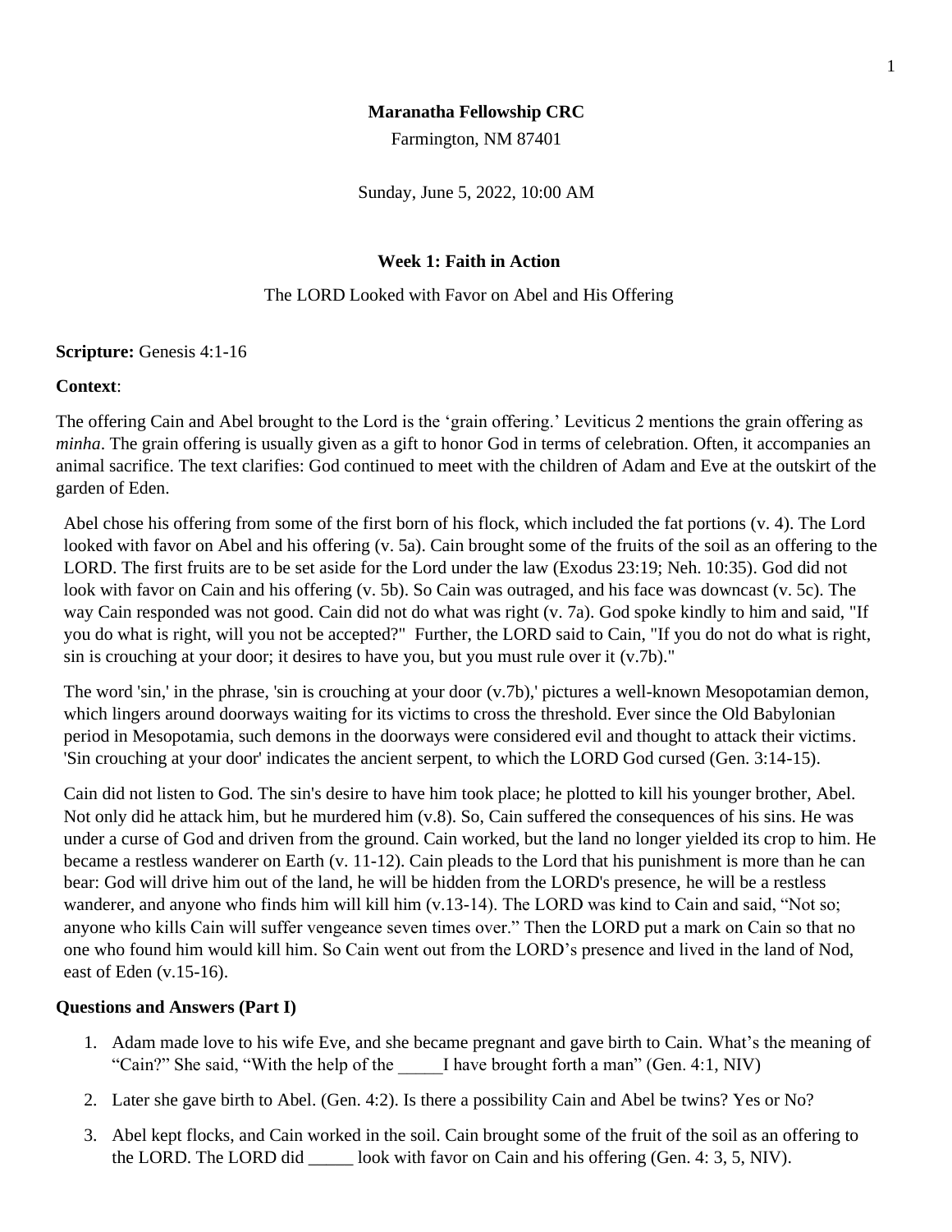**Maranatha Fellowship CRC**

Farmington, NM 87401

Sunday, June 5, 2022, 10:00 AM

**Week 1: Faith in Action**

The LORD Looked with Favor on Abel and His Offering

**Scripture:** Genesis 4:1-16

**Context**:

The offering Cain and Abel brought to the Lord is the 'grain offering.' Leviticus 2 mentions the grain offering as *minha*. The grain offering is usually given as a gift to honor God in terms of celebration. Often, it accompanies an animal sacrifice. The text clarifies: God continued to meet with the children of Adam and Eve at the outskirt of the garden of Eden.

Abel chose his offering from some of the first born of his flock, which included the fat portions (v. 4). The Lord looked with favor on Abel and his offering (v. 5a). Cain brought some of the fruits of the soil as an offering to the LORD. The first fruits are to be set aside for the Lord under the law (Exodus 23:19; Neh. 10:35). God did not look with favor on Cain and his offering (v. 5b). So Cain was outraged, and his face was downcast (v. 5c). The way Cain responded was not good. Cain did not do what was right (v. 7a). God spoke kindly to him and said, "If you do what is right, will you not be accepted?" Further, the LORD said to Cain, "If you do not do what is right, sin is crouching at your door; it desires to have you, but you must rule over it (v.7b)."

The word 'sin,' in the phrase, 'sin is crouching at your door (v.7b),' pictures a well-known Mesopotamian demon, which lingers around doorways waiting for its victims to cross the threshold. Ever since the Old Babylonian period in Mesopotamia, such demons in the doorways were considered evil and thought to attack their victims. 'Sin crouching at your door' indicates the ancient serpent, to which the LORD God cursed (Gen. 3:14-15).

Cain did not listen to God. The sin's desire to have him took place; he plotted to kill his younger brother, Abel. Not only did he attack him, but he murdered him (v.8). So, Cain suffered the consequences of his sins. He was under a curse of God and driven from the ground. Cain worked, but the land no longer yielded its crop to him. He became a restless wanderer on Earth (v. 11-12). Cain pleads to the Lord that his punishment is more than he can bear: God will drive him out of the land, he will be hidden from the LORD's presence, he will be a restless wanderer, and anyone who finds him will kill him (v.13-14). The LORD was kind to Cain and said, "Not so; anyone who kills Cain will suffer vengeance seven times over." Then the LORD put a mark on Cain so that no one who found him would kill him. So Cain went out from the LORD's presence and lived in the land of Nod, east of Eden (v.15-16).

**Questions and Answers (Part I)**

1. Adam made love to his wife Eve, and she became pregnant and gave birth to Cain. What's the meaning of "Cain?" She said, "With the help of the _____I have brought forth a man" (Gen. 4:1, NIV)
2. Later she gave birth to Abel. (Gen. 4:2). Is there a possibility Cain and Abel be twins? Yes or No?
3. Abel kept flocks, and Cain worked in the soil. Cain brought some of the fruit of the soil as an offering to the LORD. The LORD did _____ look with favor on Cain and his offering (Gen. 4: 3, 5, NIV).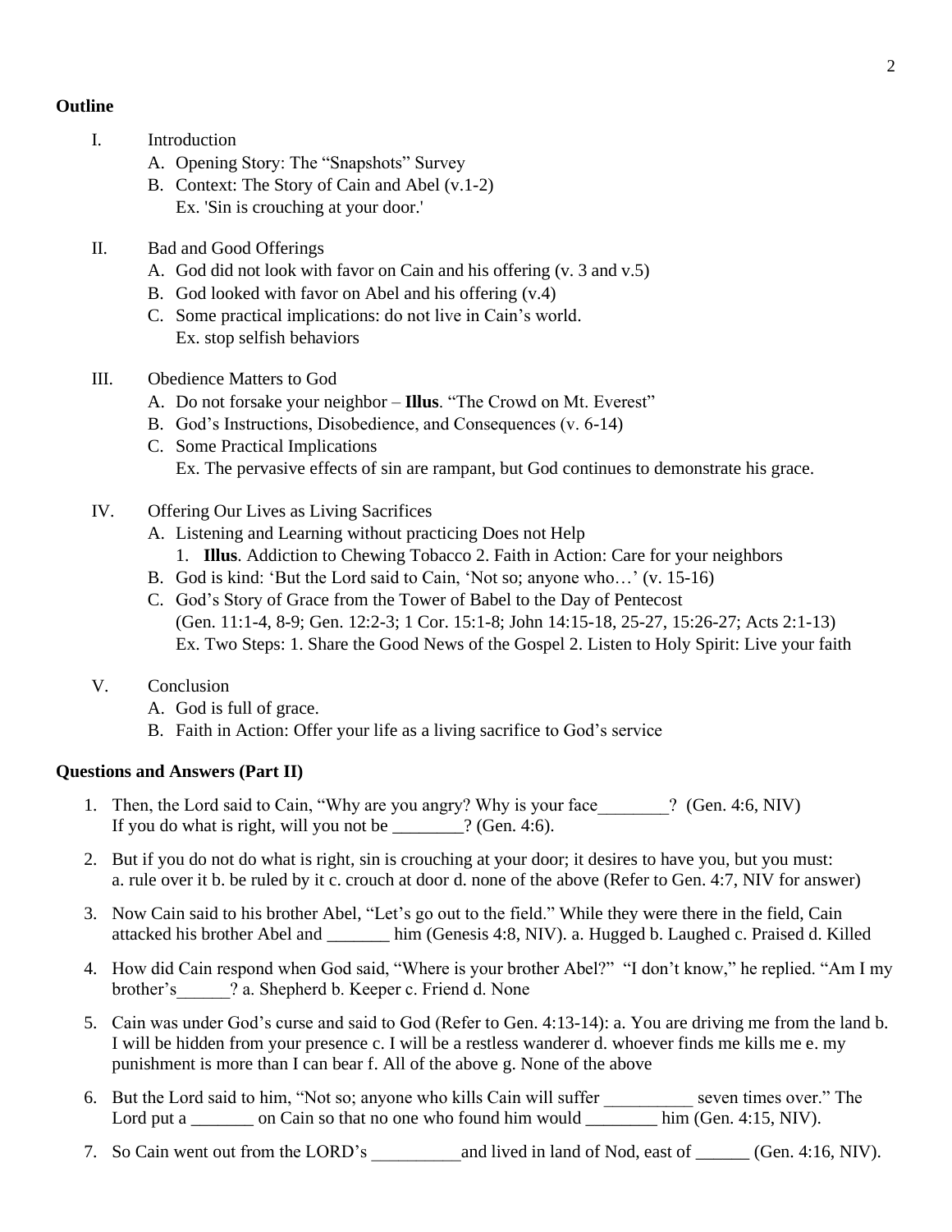**Outline**

I. Introduction
   A. Opening Story: The "Snapshots" Survey
   B. Context: The Story of Cain and Abel (v.1-2)
      Ex. 'Sin is crouching at your door.'

II. Bad and Good Offerings
   A. God did not look with favor on Cain and his offering (v. 3 and v.5)
   B. God looked with favor on Abel and his offering (v.4)
   C. Some practical implications: do not live in Cain's world.
      Ex. stop selfish behaviors

III. Obedience Matters to God
   A. Do not forsake your neighbor – **Illus**. "The Crowd on Mt. Everest"
   B. God's Instructions, Disobedience, and Consequences (v. 6-14)
   C. Some Practical Implications
      Ex. The pervasive effects of sin are rampant, but God continues to demonstrate his grace.

IV. Offering Our Lives as Living Sacrifices
   A. Listening and Learning without practicing Does not Help
      1. **Illus**. Addiction to Chewing Tobacco 2. Faith in Action: Care for your neighbors
   B. God is kind: 'But the Lord said to Cain, 'Not so; anyone who…' (v. 15-16)
   C. God's Story of Grace from the Tower of Babel to the Day of Pentecost
      (Gen. 11:1-4, 8-9; Gen. 12:2-3; 1 Cor. 15:1-8; John 14:15-18, 25-27, 15:26-27; Acts 2:1-13)
      Ex. Two Steps: 1. Share the Good News of the Gospel 2. Listen to Holy Spirit: Live your faith

V. Conclusion
   A. God is full of grace.
   B. Faith in Action: Offer your life as a living sacrifice to God's service

**Questions and Answers (Part II)**

1. Then, the Lord said to Cain, "Why are you angry? Why is your face________? (Gen. 4:6, NIV)
   If you do what is right, will you not be ________? (Gen. 4:6).
2. But if you do not do what is right, sin is crouching at your door; it desires to have you, but you must:
   a. rule over it b. be ruled by it c. crouch at door d. none of the above (Refer to Gen. 4:7, NIV for answer)
3. Now Cain said to his brother Abel, "Let's go out to the field." While they were there in the field, Cain attacked his brother Abel and _______ him (Genesis 4:8, NIV). a. Hugged b. Laughed c. Praised d. Killed
4. How did Cain respond when God said, "Where is your brother Abel?" "I don't know," he replied. "Am I my brother's______? a. Shepherd b. Keeper c. Friend d. None
5. Cain was under God's curse and said to God (Refer to Gen. 4:13-14): a. You are driving me from the land b. I will be hidden from your presence c. I will be a restless wanderer d. whoever finds me kills me e. my punishment is more than I can bear f. All of the above g. None of the above
6. But the Lord said to him, "Not so; anyone who kills Cain will suffer __________ seven times over." The Lord put a _______ on Cain so that no one who found him would ________ him (Gen. 4:15, NIV).
7. So Cain went out from the LORD's __________and lived in land of Nod, east of ______ (Gen. 4:16, NIV).